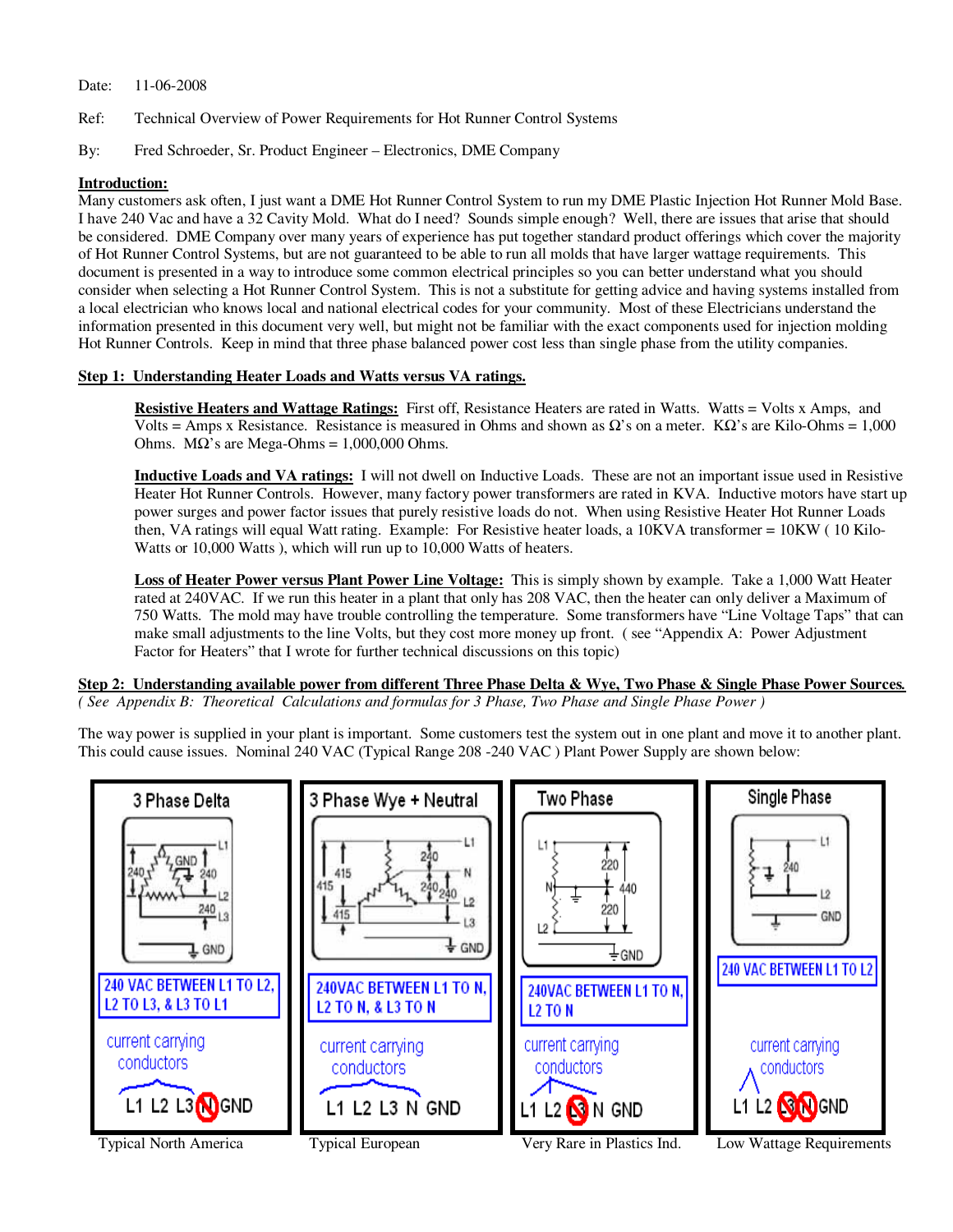Date: 11-06-2008

Ref: Technical Overview of Power Requirements for Hot Runner Control Systems

By: Fred Schroeder, Sr. Product Engineer – Electronics, DME Company

**Introduction:**

Many customers ask often, I just want a DME Hot Runner Control System to run my DME Plastic Injection Hot Runner Mold Base. I have 240 Vac and have a 32 Cavity Mold. What do I need? Sounds simple enough? Well, there are issues that arise that should be considered. DME Company over many years of experience has put together standard product offerings which cover the majority of Hot Runner Control Systems, but are not guaranteed to be able to run all molds that have larger wattage requirements. This document is presented in a way to introduce some common electrical principles so you can better understand what you should consider when selecting a Hot Runner Control System. This is not a substitute for getting advice and having systems installed from a local electrician who knows local and national electrical codes for your community. Most of these Electricians understand the information presented in this document very well, but might not be familiar with the exact components used for injection molding Hot Runner Controls. Keep in mind that three phase balanced power cost less than single phase from the utility companies.

**Step 1: Understanding Heater Loads and Watts versus VA ratings.**

**Resistive Heaters and Wattage Ratings:** First off, Resistance Heaters are rated in Watts. Watts = Volts x Amps, and Volts = Amps x Resistance. Resistance is measured in Ohms and shown as Ω's on a meter. KΩ's are Kilo-Ohms = 1,000 Ohms. MΩ's are Mega-Ohms = 1,000,000 Ohms.

**Inductive Loads and VA ratings:** I will not dwell on Inductive Loads. These are not an important issue used in Resistive Heater Hot Runner Controls. However, many factory power transformers are rated in KVA. Inductive motors have start up power surges and power factor issues that purely resistive loads do not. When using Resistive Heater Hot Runner Loads then, VA ratings will equal Watt rating. Example: For Resistive heater loads, a 10KVA transformer = 10KW ( 10 Kilo-Watts or 10,000 Watts ), which will run up to 10,000 Watts of heaters.

**Loss of Heater Power versus Plant Power Line Voltage:** This is simply shown by example. Take a 1,000 Watt Heater rated at 240VAC. If we run this heater in a plant that only has 208 VAC, then the heater can only deliver a Maximum of 750 Watts. The mold may have trouble controlling the temperature. Some transformers have "Line Voltage Taps" that can make small adjustments to the line Volts, but they cost more money up front. ( see "Appendix A: Power Adjustment Factor for Heaters" that I wrote for further technical discussions on this topic)

**Step 2: Understanding available power from different Three Phase Delta & Wye, Two Phase & Single Phase Power Sources.**

*( See Appendix B: Theoretical Calculations and formulas for 3 Phase, Two Phase and Single Phase Power )*

The way power is supplied in your plant is important. Some customers test the system out in one plant and move it to another plant. This could cause issues. Nominal 240 VAC (Typical Range 208 -240 VAC ) Plant Power Supply are shown below:

| 3 Phase Delta | 3 Phase Wye + Neutral | Two Phase | Single Phase |
|---|---|---|---|
| 240 VAC BETWEEN L1 TO L2, L2 TO L3, & L3 TO L1 | 240VAC BETWEEN L1 TO N, L2 TO N, & L3 TO N | 240VAC BETWEEN L1 TO N, L2 TO N | 240 VAC BETWEEN L1 TO L2 |
| current carrying conductors: L1 L2 L3 (no N) GND | current carrying conductors: L1 L2 L3 N GND | current carrying conductors: L1 L2 (no L3) N GND | current carrying conductors: L1 L2 (no L3, no N) GND |
| Typical North America | Typical European | Very Rare in Plastics Ind. | Low Wattage Requirements |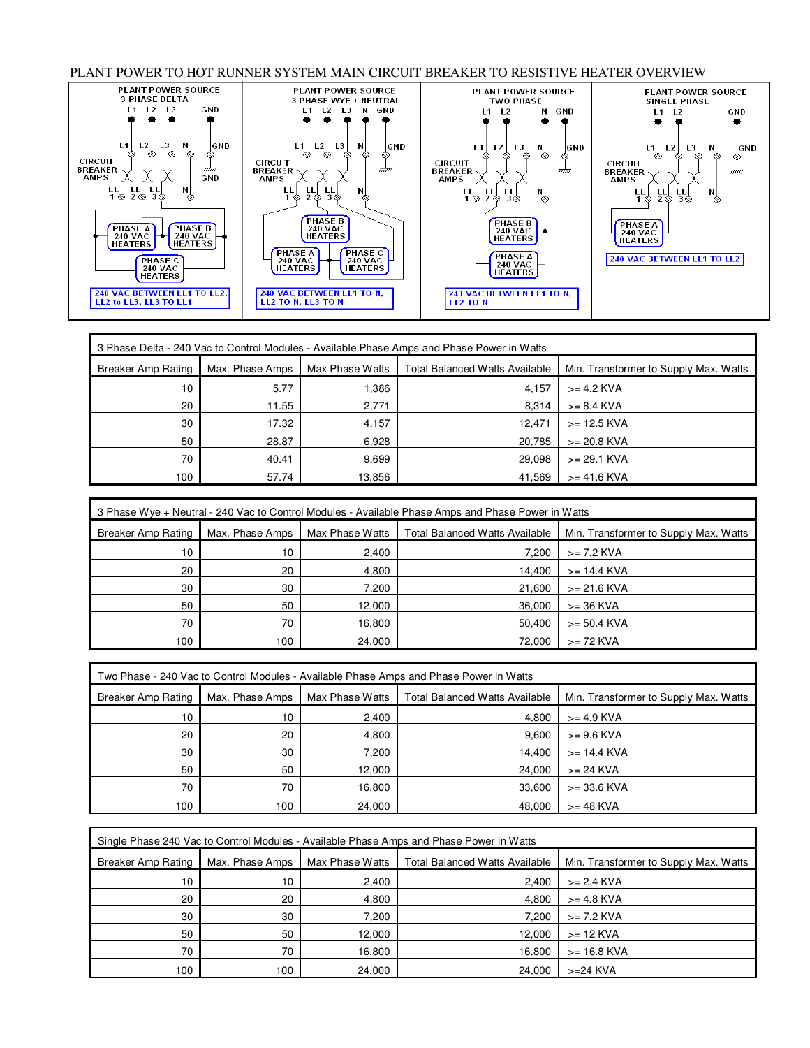# PLANT POWER TO HOT RUNNER SYSTEM MAIN CIRCUIT BREAKER TO RESISTIVE HEATER OVERVIEW

| PLANT POWER SOURCE 3 PHASE DELTA | PLANT POWER SOURCE 3 PHASE WYE + NEUTRAL | PLANT POWER SOURCE TWO PHASE | PLANT POWER SOURCE SINGLE PHASE |
|---|---|---|---|
| L1 L2 L3 GND | L1 L2 L3 N GND | L1 L2 N GND | L1 L2 GND |
| CIRCUIT BREAKER AMPS | CIRCUIT BREAKER AMPS | CIRCUIT BREAKER AMPS | CIRCUIT BREAKER AMPS |
| PHASE A 240 VAC HEATERS, PHASE B 240 VAC HEATERS, PHASE C 240 VAC HEATERS | PHASE B 240 VAC HEATERS, PHASE A 240 VAC HEATERS, PHASE C 240 VAC HEATERS | PHASE B 240 VAC HEATERS, PHASE A 240 VAC HEATERS | PHASE A 240 VAC HEATERS |
| 240 VAC BETWEEN LL1 TO LL2, LL2 to LL3, LL3 TO LL1 | 240 VAC BETWEEN LL1 TO N, LL2 TO N, LL3 TO N | 240 VAC BETWEEN LL1 TO N, LL2 TO N | 240 VAC BETWEEN LL1 TO LL2 |

| 3 Phase Delta - 240 Vac to Control Modules - Available Phase Amps and Phase Power in Watts | | | | |
|---|---|---|---|---|
| Breaker Amp Rating | Max. Phase Amps | Max Phase Watts | Total Balanced Watts Available | Min. Transformer to Supply Max. Watts |
| 10 | 5.77 | 1,386 | 4,157 | >= 4.2 KVA |
| 20 | 11.55 | 2,771 | 8,314 | >= 8.4 KVA |
| 30 | 17.32 | 4,157 | 12,471 | >= 12.5 KVA |
| 50 | 28.87 | 6,928 | 20,785 | >= 20.8 KVA |
| 70 | 40.41 | 9,699 | 29,098 | >= 29.1 KVA |
| 100 | 57.74 | 13,856 | 41,569 | >= 41.6 KVA |

| 3 Phase Wye + Neutral - 240 Vac to Control Modules - Available Phase Amps and Phase Power in Watts | | | | |
|---|---|---|---|---|
| Breaker Amp Rating | Max. Phase Amps | Max Phase Watts | Total Balanced Watts Available | Min. Transformer to Supply Max. Watts |
| 10 | 10 | 2,400 | 7,200 | >= 7.2 KVA |
| 20 | 20 | 4,800 | 14,400 | >= 14.4 KVA |
| 30 | 30 | 7,200 | 21,600 | >= 21.6 KVA |
| 50 | 50 | 12,000 | 36,000 | >= 36 KVA |
| 70 | 70 | 16,800 | 50,400 | >= 50.4 KVA |
| 100 | 100 | 24,000 | 72,000 | >= 72 KVA |

| Two Phase - 240 Vac to Control Modules - Available Phase Amps and Phase Power in Watts | | | | |
|---|---|---|---|---|
| Breaker Amp Rating | Max. Phase Amps | Max Phase Watts | Total Balanced Watts Available | Min. Transformer to Supply Max. Watts |
| 10 | 10 | 2,400 | 4,800 | >= 4.9 KVA |
| 20 | 20 | 4,800 | 9,600 | >= 9.6 KVA |
| 30 | 30 | 7,200 | 14,400 | >= 14.4 KVA |
| 50 | 50 | 12,000 | 24,000 | >= 24 KVA |
| 70 | 70 | 16,800 | 33,600 | >= 33.6 KVA |
| 100 | 100 | 24,000 | 48,000 | >= 48 KVA |

| Single Phase 240 Vac to Control Modules - Available Phase Amps and Phase Power in Watts | | | | |
|---|---|---|---|---|
| Breaker Amp Rating | Max. Phase Amps | Max Phase Watts | Total Balanced Watts Available | Min. Transformer to Supply Max. Watts |
| 10 | 10 | 2,400 | 2,400 | >= 2.4 KVA |
| 20 | 20 | 4,800 | 4,800 | >= 4.8 KVA |
| 30 | 30 | 7,200 | 7,200 | >= 7.2 KVA |
| 50 | 50 | 12,000 | 12,000 | >= 12 KVA |
| 70 | 70 | 16,800 | 16,800 | >= 16.8 KVA |
| 100 | 100 | 24,000 | 24,000 | >=24 KVA |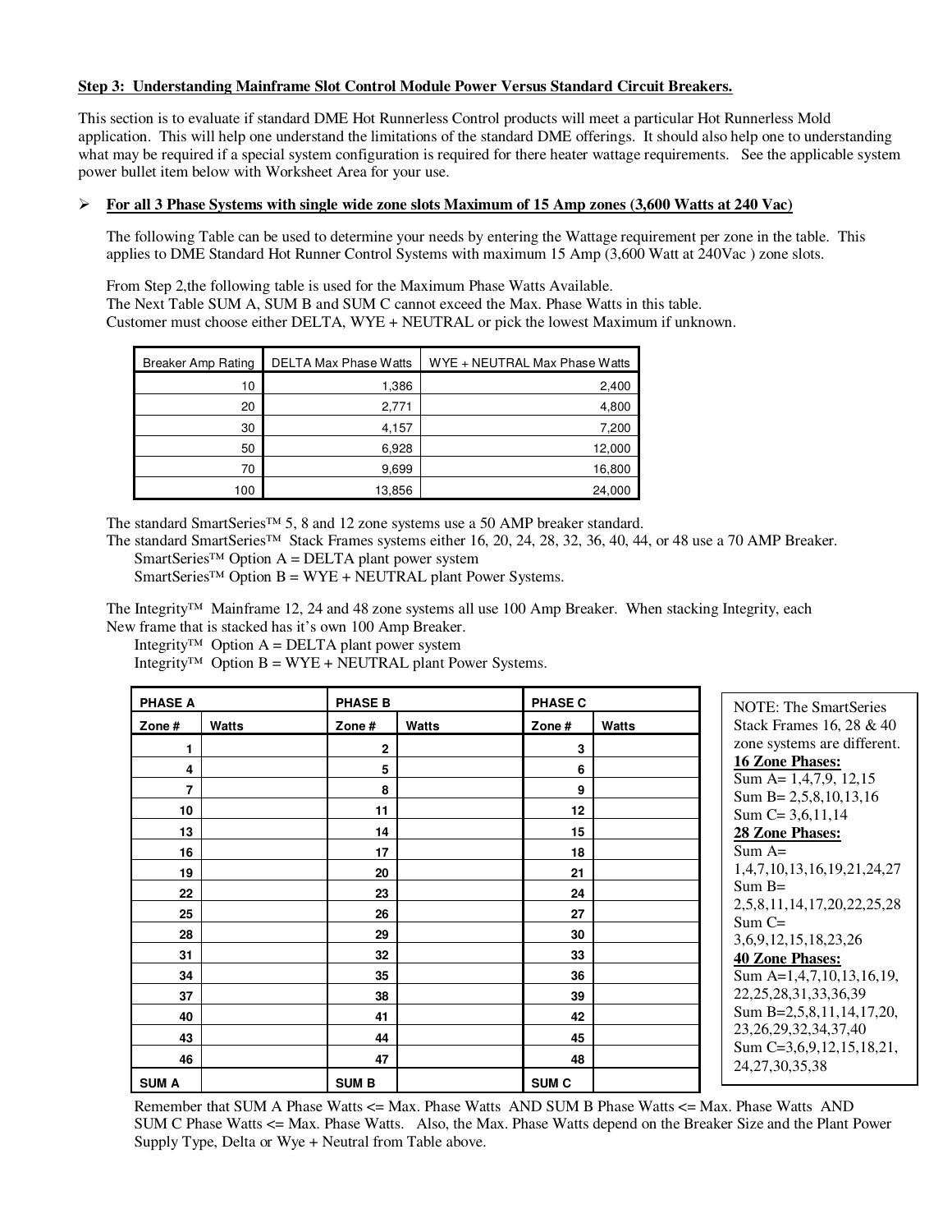**Step 3: Understanding Mainframe Slot Control Module Power Versus Standard Circuit Breakers.**

This section is to evaluate if standard DME Hot Runnerless Control products will meet a particular Hot Runnerless Mold application. This will help one understand the limitations of the standard DME offerings. It should also help one to understanding what may be required if a special system configuration is required for there heater wattage requirements. See the applicable system power bullet item below with Worksheet Area for your use.

- **For all 3 Phase Systems with single wide zone slots Maximum of 15 Amp zones (3,600 Watts at 240 Vac)**

  The following Table can be used to determine your needs by entering the Wattage requirement per zone in the table. This applies to DME Standard Hot Runner Control Systems with maximum 15 Amp (3,600 Watt at 240Vac ) zone slots.

  From Step 2,the following table is used for the Maximum Phase Watts Available.
  The Next Table SUM A, SUM B and SUM C cannot exceed the Max. Phase Watts in this table.
  Customer must choose either DELTA, WYE + NEUTRAL or pick the lowest Maximum if unknown.

| Breaker Amp Rating | DELTA Max Phase Watts | WYE + NEUTRAL Max Phase Watts |
|---|---|---|
| 10 | 1,386 | 2,400 |
| 20 | 2,771 | 4,800 |
| 30 | 4,157 | 7,200 |
| 50 | 6,928 | 12,000 |
| 70 | 9,699 | 16,800 |
| 100 | 13,856 | 24,000 |

  The standard SmartSeries™ 5, 8 and 12 zone systems use a 50 AMP breaker standard.
  The standard SmartSeries™ Stack Frames systems either 16, 20, 24, 28, 32, 36, 40, 44, or 48 use a 70 AMP Breaker.
  SmartSeries™ Option A = DELTA plant power system
  SmartSeries™ Option B = WYE + NEUTRAL plant Power Systems.

  The Integrity™ Mainframe 12, 24 and 48 zone systems all use 100 Amp Breaker. When stacking Integrity, each New frame that is stacked has it's own 100 Amp Breaker.
  Integrity™ Option A = DELTA plant power system
  Integrity™ Option B = WYE + NEUTRAL plant Power Systems.

| PHASE A | | PHASE B | | PHASE C | |
|---|---|---|---|---|---|
| **Zone #** | **Watts** | **Zone #** | **Watts** | **Zone #** | **Watts** |
| 1 | | 2 | | 3 | |
| 4 | | 5 | | 6 | |
| 7 | | 8 | | 9 | |
| 10 | | 11 | | 12 | |
| 13 | | 14 | | 15 | |
| 16 | | 17 | | 18 | |
| 19 | | 20 | | 21 | |
| 22 | | 23 | | 24 | |
| 25 | | 26 | | 27 | |
| 28 | | 29 | | 30 | |
| 31 | | 32 | | 33 | |
| 34 | | 35 | | 36 | |
| 37 | | 38 | | 39 | |
| 40 | | 41 | | 42 | |
| 43 | | 44 | | 45 | |
| 46 | | 47 | | 48 | |
| **SUM A** | | **SUM B** | | **SUM C** | |

NOTE: The SmartSeries Stack Frames 16, 28 & 40 zone systems are different.
**16 Zone Phases:**
Sum A= 1,4,7,9, 12,15
Sum B= 2,5,8,10,13,16
Sum C= 3,6,11,14
**28 Zone Phases:**
Sum A= 1,4,7,10,13,16,19,21,24,27
Sum B= 2,5,8,11,14,17,20,22,25,28
Sum C= 3,6,9,12,15,18,23,26
**40 Zone Phases:**
Sum A=1,4,7,10,13,16,19, 22,25,28,31,33,36,39
Sum B=2,5,8,11,14,17,20, 23,26,29,32,34,37,40
Sum C=3,6,9,12,15,18,21, 24,27,30,35,38

Remember that SUM A Phase Watts <= Max. Phase Watts AND SUM B Phase Watts <= Max. Phase Watts AND SUM C Phase Watts <= Max. Phase Watts. Also, the Max. Phase Watts depend on the Breaker Size and the Plant Power Supply Type, Delta or Wye + Neutral from Table above.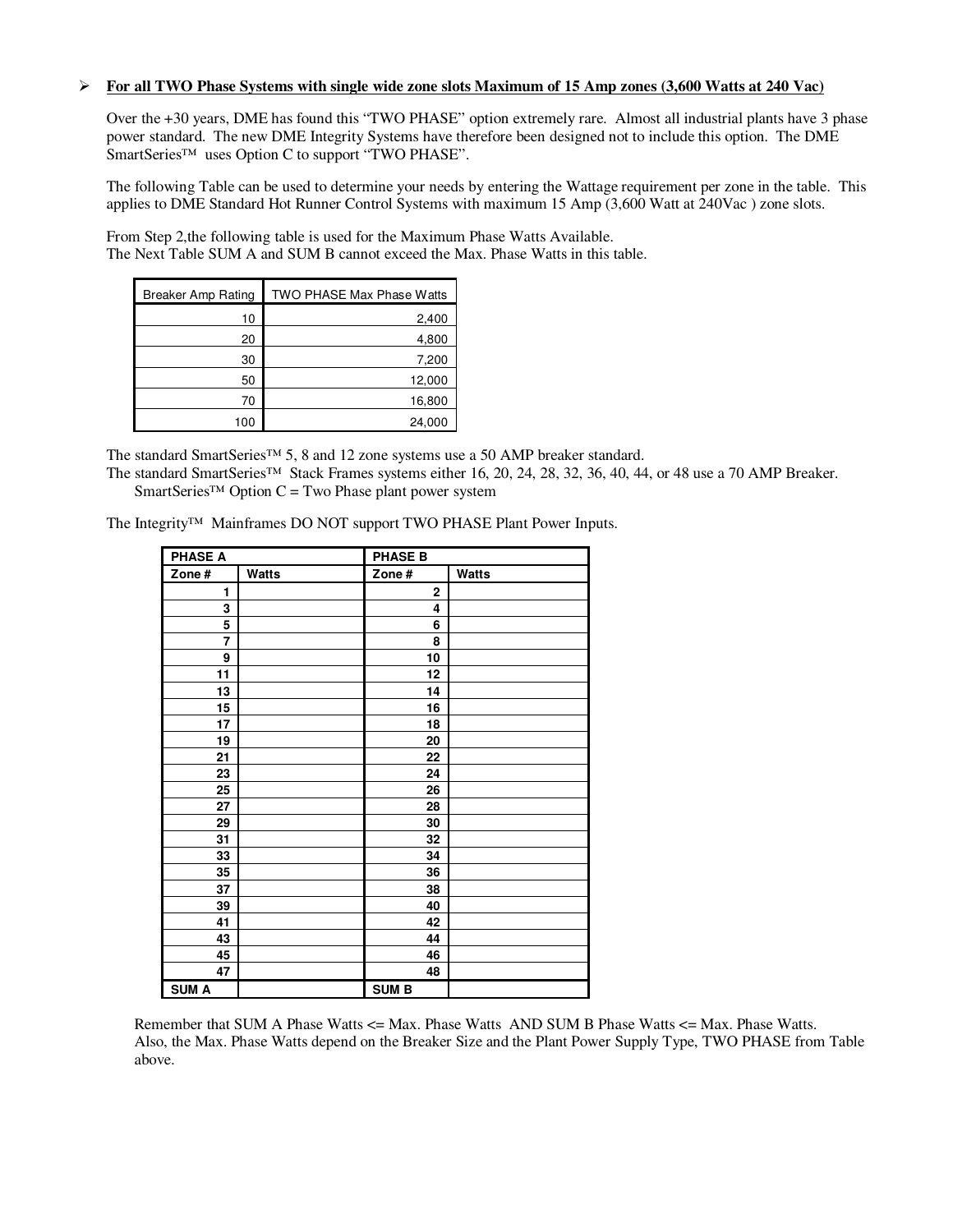- **For all TWO Phase Systems with single wide zone slots Maximum of 15 Amp zones (3,600 Watts at 240 Vac)**

  Over the +30 years, DME has found this "TWO PHASE" option extremely rare. Almost all industrial plants have 3 phase power standard. The new DME Integrity Systems have therefore been designed not to include this option. The DME SmartSeries™ uses Option C to support "TWO PHASE".

  The following Table can be used to determine your needs by entering the Wattage requirement per zone in the table. This applies to DME Standard Hot Runner Control Systems with maximum 15 Amp (3,600 Watt at 240Vac ) zone slots.

  From Step 2,the following table is used for the Maximum Phase Watts Available.
  The Next Table SUM A and SUM B cannot exceed the Max. Phase Watts in this table.

| Breaker Amp Rating | TWO PHASE Max Phase Watts |
|---:|---:|
| 10 | 2,400 |
| 20 | 4,800 |
| 30 | 7,200 |
| 50 | 12,000 |
| 70 | 16,800 |
| 100 | 24,000 |

The standard SmartSeries™ 5, 8 and 12 zone systems use a 50 AMP breaker standard.
The standard SmartSeries™ Stack Frames systems either 16, 20, 24, 28, 32, 36, 40, 44, or 48 use a 70 AMP Breaker.
SmartSeries™ Option C = Two Phase plant power system

The Integrity™ Mainframes DO NOT support TWO PHASE Plant Power Inputs.

| PHASE A | | PHASE B | |
|---|---|---|---|
| **Zone #** | **Watts** | **Zone #** | **Watts** |
| 1 | | 2 | |
| 3 | | 4 | |
| 5 | | 6 | |
| 7 | | 8 | |
| 9 | | 10 | |
| 11 | | 12 | |
| 13 | | 14 | |
| 15 | | 16 | |
| 17 | | 18 | |
| 19 | | 20 | |
| 21 | | 22 | |
| 23 | | 24 | |
| 25 | | 26 | |
| 27 | | 28 | |
| 29 | | 30 | |
| 31 | | 32 | |
| 33 | | 34 | |
| 35 | | 36 | |
| 37 | | 38 | |
| 39 | | 40 | |
| 41 | | 42 | |
| 43 | | 44 | |
| 45 | | 46 | |
| 47 | | 48 | |
| **SUM A** | | **SUM B** | |

Remember that SUM A Phase Watts <= Max. Phase Watts AND SUM B Phase Watts <= Max. Phase Watts.
Also, the Max. Phase Watts depend on the Breaker Size and the Plant Power Supply Type, TWO PHASE from Table above.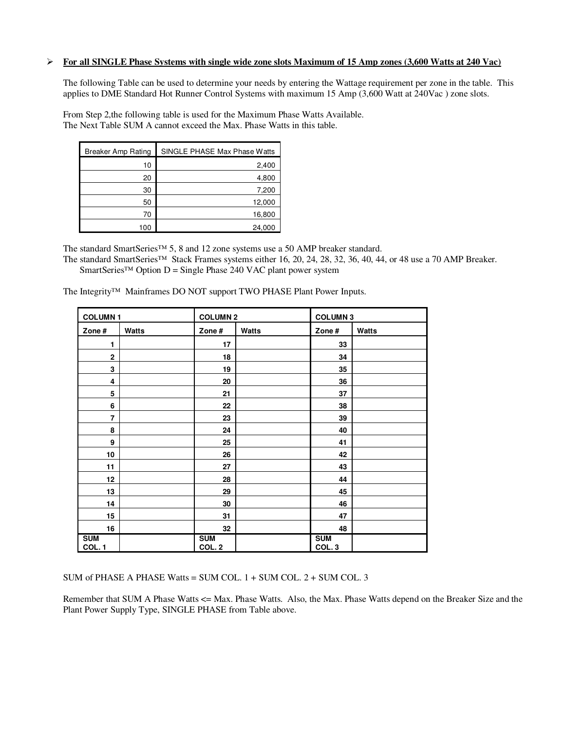- **For all SINGLE Phase Systems with single wide zone slots Maximum of 15 Amp zones (3,600 Watts at 240 Vac)**

  The following Table can be used to determine your needs by entering the Wattage requirement per zone in the table. This applies to DME Standard Hot Runner Control Systems with maximum 15 Amp (3,600 Watt at 240Vac ) zone slots.

  From Step 2,the following table is used for the Maximum Phase Watts Available.
  The Next Table SUM A cannot exceed the Max. Phase Watts in this table.

| Breaker Amp Rating | SINGLE PHASE Max Phase Watts |
|---:|---:|
| 10 | 2,400 |
| 20 | 4,800 |
| 30 | 7,200 |
| 50 | 12,000 |
| 70 | 16,800 |
| 100 | 24,000 |

The standard SmartSeries™ 5, 8 and 12 zone systems use a 50 AMP breaker standard.
The standard SmartSeries™ Stack Frames systems either 16, 20, 24, 28, 32, 36, 40, 44, or 48 use a 70 AMP Breaker.
SmartSeries™ Option D = Single Phase 240 VAC plant power system

The Integrity™ Mainframes DO NOT support TWO PHASE Plant Power Inputs.

| **COLUMN 1** | | **COLUMN 2** | | **COLUMN 3** | |
|---|---|---|---|---|---|
| **Zone #** | **Watts** | **Zone #** | **Watts** | **Zone #** | **Watts** |
| **1** | | **17** | | **33** | |
| **2** | | **18** | | **34** | |
| **3** | | **19** | | **35** | |
| **4** | | **20** | | **36** | |
| **5** | | **21** | | **37** | |
| **6** | | **22** | | **38** | |
| **7** | | **23** | | **39** | |
| **8** | | **24** | | **40** | |
| **9** | | **25** | | **41** | |
| **10** | | **26** | | **42** | |
| **11** | | **27** | | **43** | |
| **12** | | **28** | | **44** | |
| **13** | | **29** | | **45** | |
| **14** | | **30** | | **46** | |
| **15** | | **31** | | **47** | |
| **16** | | **32** | | **48** | |
| **SUM COL. 1** | | **SUM COL. 2** | | **SUM COL. 3** | |

SUM of PHASE A PHASE Watts = SUM COL. 1 + SUM COL. 2 + SUM COL. 3

Remember that SUM A Phase Watts <= Max. Phase Watts. Also, the Max. Phase Watts depend on the Breaker Size and the Plant Power Supply Type, SINGLE PHASE from Table above.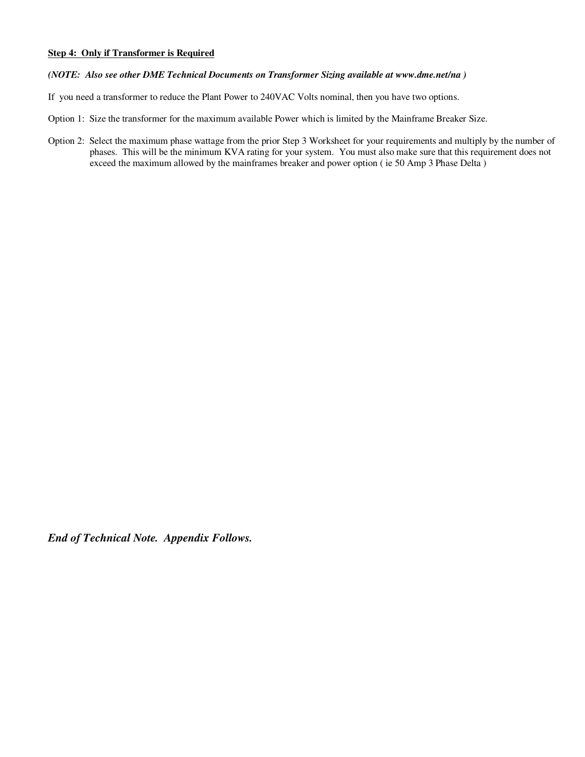**Step 4: Only if Transformer is Required**

***(NOTE: Also see other DME Technical Documents on Transformer Sizing available at www.dme.net/na )***

If you need a transformer to reduce the Plant Power to 240VAC Volts nominal, then you have two options.

Option 1: Size the transformer for the maximum available Power which is limited by the Mainframe Breaker Size.

Option 2: Select the maximum phase wattage from the prior Step 3 Worksheet for your requirements and multiply by the number of phases. This will be the minimum KVA rating for your system. You must also make sure that this requirement does not exceed the maximum allowed by the mainframes breaker and power option ( ie 50 Amp 3 Phase Delta )

***End of Technical Note. Appendix Follows.***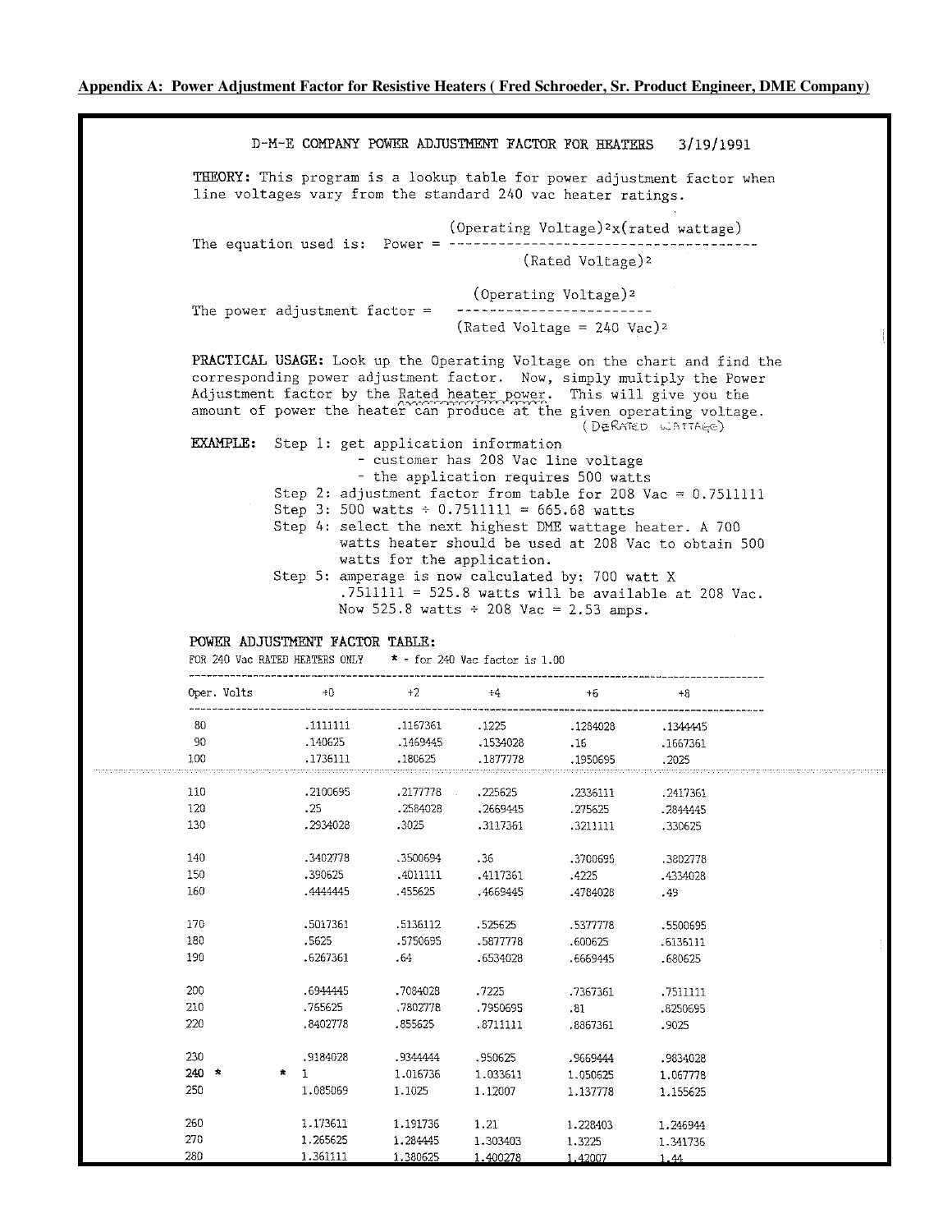**Appendix A: Power Adjustment Factor for Resistive Heaters ( Fred Schroeder, Sr. Product Engineer, DME Company)**

D-M-E COMPANY POWER ADJUSTMENT FACTOR FOR HEATERS 3/19/1991

**THEORY:** This program is a lookup table for power adjustment factor when line voltages vary from the standard 240 vac heater ratings.

The equation used is:

$$\text{Power} = \frac{(\text{Operating Voltage})^2 \times (\text{rated wattage})}{(\text{Rated Voltage})^2}$$

The power adjustment factor =

$$\frac{(\text{Operating Voltage})^2}{(\text{Rated Voltage} = 240 \text{ Vac})^2}$$

**PRACTICAL USAGE:** Look up the Operating Voltage on the chart and find the corresponding power adjustment factor. Now, simply multiply the Power Adjustment factor by the Rated heater power. This will give you the amount of power the heater can produce at the given operating voltage. (DERATED WATTAGE)

**EXAMPLE:**

Step 1: get application information
- customer has 208 Vac line voltage
- the application requires 500 watts

Step 2: adjustment factor from table for 208 Vac = 0.7511111

Step 3: 500 watts ÷ 0.7511111 = 665.68 watts

Step 4: select the next highest DME wattage heater. A 700 watts heater should be used at 208 Vac to obtain 500 watts for the application.

Step 5: amperage is now calculated by: 700 watt X .7511111 = 525.8 watts will be available at 208 Vac. Now 525.8 watts ÷ 208 Vac = 2.53 amps.

**POWER ADJUSTMENT FACTOR TABLE:**

FOR 240 Vac RATED HEATERS ONLY * - for 240 Vac factor is 1.00

| Oper. Volts | +0 | +2 | +4 | +6 | +8 |
|---|---|---|---|---|---|
| 80 | .1111111 | .1167361 | .1225 | .1284028 | .1344445 |
| 90 | .140625 | .1469445 | .1534028 | .16 | .1667361 |
| 100 | .1736111 | .180625 | .1877778 | .1950695 | .2025 |
| 110 | .2100695 | .2177778 | .225625 | .2336111 | .2417361 |
| 120 | .25 | .2584028 | .2669445 | .275625 | .2844445 |
| 130 | .2934028 | .3025 | .3117361 | .3211111 | .330625 |
| 140 | .3402778 | .3500694 | .36 | .3700695 | .3802778 |
| 150 | .390625 | .4011111 | .4117361 | .4225 | .4334028 |
| 160 | .4444445 | .455625 | .4669445 | .4784028 | .49 |
| 170 | .5017361 | .5136112 | .525625 | .5377778 | .5500695 |
| 180 | .5625 | .5750695 | .5877778 | .600625 | .6136111 |
| 190 | .6267361 | .64 | .6534028 | .6669445 | .680625 |
| 200 | .6944445 | .7084028 | .7225 | .7367361 | .7511111 |
| 210 | .765625 | .7802778 | .7950695 | .81 | .8250695 |
| 220 | .8402778 | .855625 | .8711111 | .8867361 | .9025 |
| 230 | .9184028 | .9344444 | .950625 | .9669444 | .9834028 |
| 240 * | * 1 | 1.016736 | 1.033611 | 1.050625 | 1.067778 |
| 250 | 1.085069 | 1.1025 | 1.12007 | 1.137778 | 1.155625 |
| 260 | 1.173611 | 1.191736 | 1.21 | 1.228403 | 1.246944 |
| 270 | 1.265625 | 1.284445 | 1.303403 | 1.3225 | 1.341736 |
| 280 | 1.361111 | 1.380625 | 1.400278 | 1.42007 | 1.44 |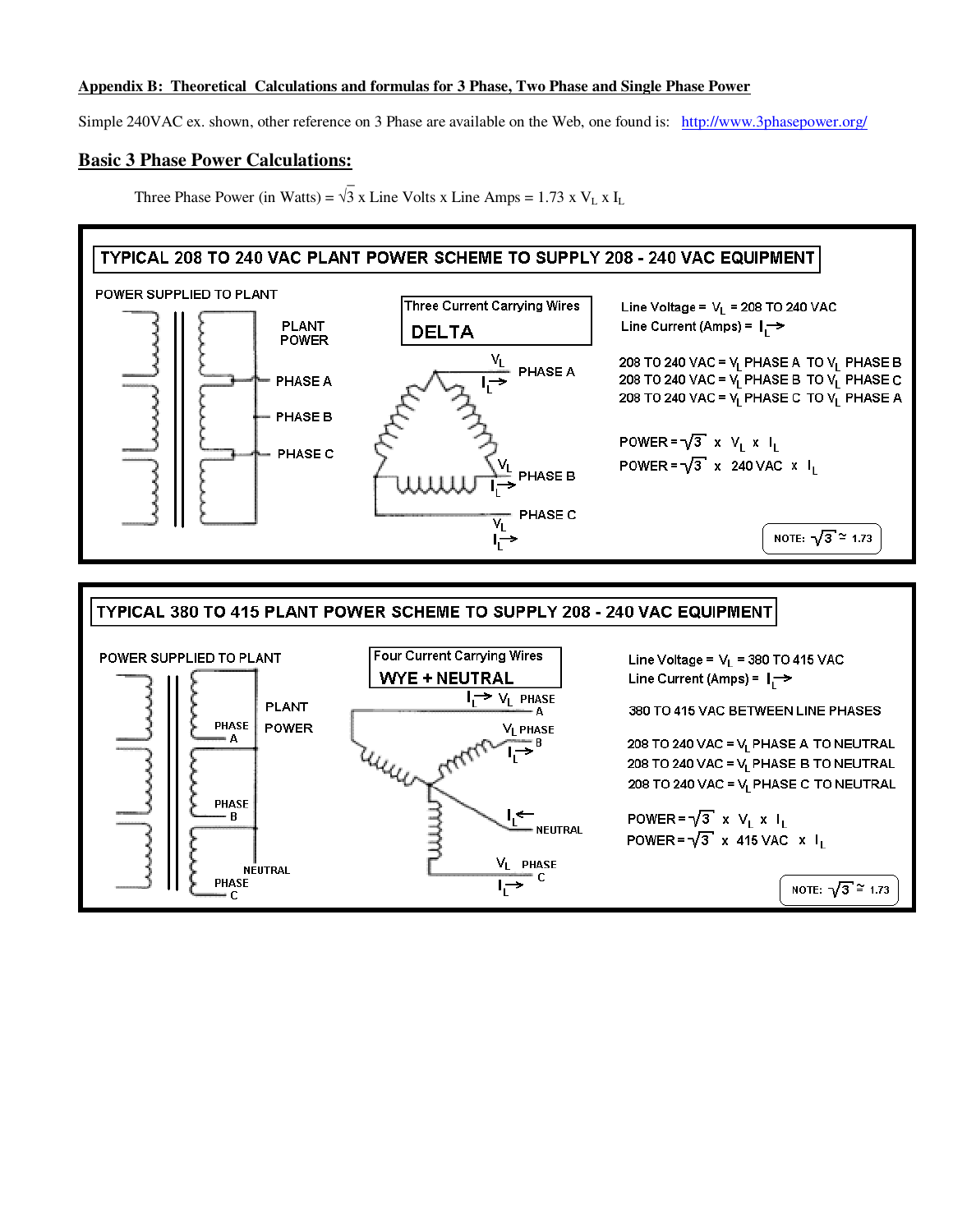**Appendix B: Theoretical Calculations and formulas for 3 Phase, Two Phase and Single Phase Power**

Simple 240VAC ex. shown, other reference on 3 Phase are available on the Web, one found is: http://www.3phasepower.org/

## Basic 3 Phase Power Calculations:

Three Phase Power (in Watts) = $\sqrt{3}$ x Line Volts x Line Amps = 1.73 x $V_L$ x $I_L$

**TYPICAL 208 TO 240 VAC PLANT POWER SCHEME TO SUPPLY 208 - 240 VAC EQUIPMENT**

POWER SUPPLIED TO PLANT

PLANT POWER

PHASE A

PHASE B

PHASE C

Three Current Carrying Wires

**DELTA**

$V_L$ $I_L$ PHASE A

$V_L$ $I_L$ PHASE B

PHASE C $V_L$ $I_L$

Line Voltage = $V_L$ = 208 TO 240 VAC

Line Current (Amps) = $I_L$

208 TO 240 VAC = $V_L$ PHASE A TO $V_L$ PHASE B

208 TO 240 VAC = $V_L$ PHASE B TO $V_L$ PHASE C

208 TO 240 VAC = $V_L$ PHASE C TO $V_L$ PHASE A

POWER = $\sqrt{3}$ x $V_L$ x $I_L$

POWER = $\sqrt{3}$ x 240 VAC x $I_L$

NOTE: $\sqrt{3} \simeq 1.73$

**TYPICAL 380 TO 415 PLANT POWER SCHEME TO SUPPLY 208 - 240 VAC EQUIPMENT**

POWER SUPPLIED TO PLANT

PHASE A

PHASE B

PHASE C

NEUTRAL

PLANT POWER

Four Current Carrying Wires

**WYE + NEUTRAL**

$I_L$ $V_L$ PHASE A

$V_L$ PHASE B $I_L$

$I_L$ NEUTRAL

$V_L$ PHASE C $I_L$

Line Voltage = $V_L$ = 380 TO 415 VAC

Line Current (Amps) = $I_L$

380 TO 415 VAC BETWEEN LINE PHASES

208 TO 240 VAC = $V_L$ PHASE A TO NEUTRAL

208 TO 240 VAC = $V_L$ PHASE B TO NEUTRAL

208 TO 240 VAC = $V_L$ PHASE C TO NEUTRAL

POWER = $\sqrt{3}$ x $V_L$ x $I_L$

POWER = $\sqrt{3}$ x 415 VAC x $I_L$

NOTE: $\sqrt{3} \cong 1.73$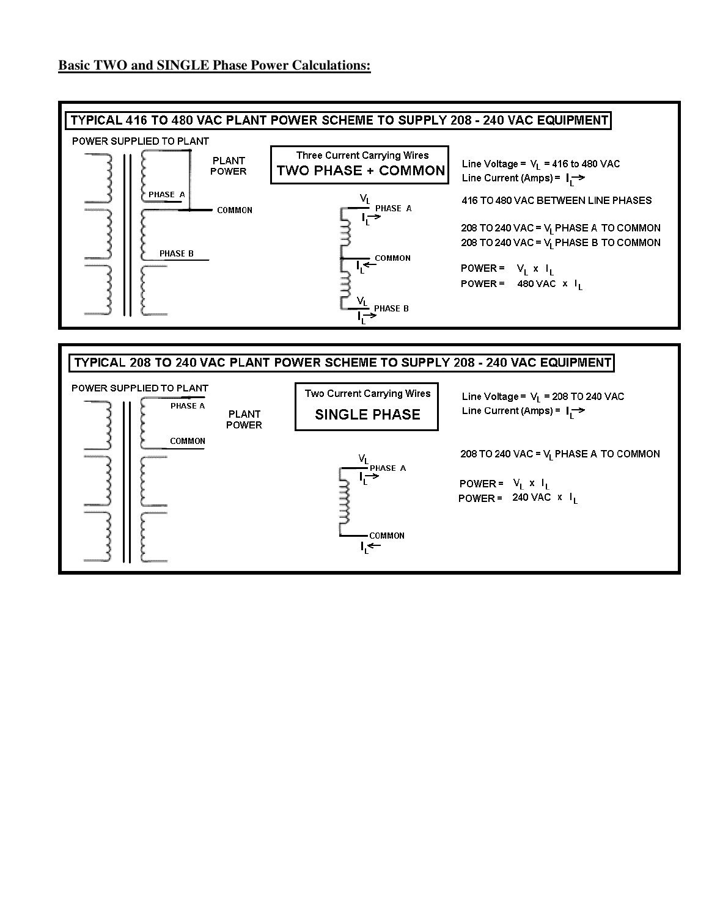**Basic TWO and SINGLE Phase Power Calculations:**

TYPICAL 416 TO 480 VAC PLANT POWER SCHEME TO SUPPLY 208 - 240 VAC EQUIPMENT

POWER SUPPLIED TO PLANT

PLANT POWER

PHASE A

COMMON

PHASE B

Three Current Carrying Wires

TWO PHASE + COMMON

$V_L$ PHASE A $I_L$

COMMON $I_L$

$V_L$ PHASE B $I_L$

Line Voltage = $V_L$ = 416 to 480 VAC

Line Current (Amps) = $I_L$

416 TO 480 VAC BETWEEN LINE PHASES

208 TO 240 VAC = $V_L$ PHASE A TO COMMON

208 TO 240 VAC = $V_L$ PHASE B TO COMMON

POWER = $V_L$ x $I_L$

POWER = 480 VAC x $I_L$

TYPICAL 208 TO 240 VAC PLANT POWER SCHEME TO SUPPLY 208 - 240 VAC EQUIPMENT

POWER SUPPLIED TO PLANT

PHASE A

COMMON

PLANT POWER

Two Current Carrying Wires

SINGLE PHASE

$V_L$ PHASE A $I_L$

COMMON $I_L$

Line Voltage = $V_L$ = 208 TO 240 VAC

Line Current (Amps) = $I_L$

208 TO 240 VAC = $V_L$ PHASE A TO COMMON

POWER = $V_L$ x $I_L$

POWER = 240 VAC x $I_L$